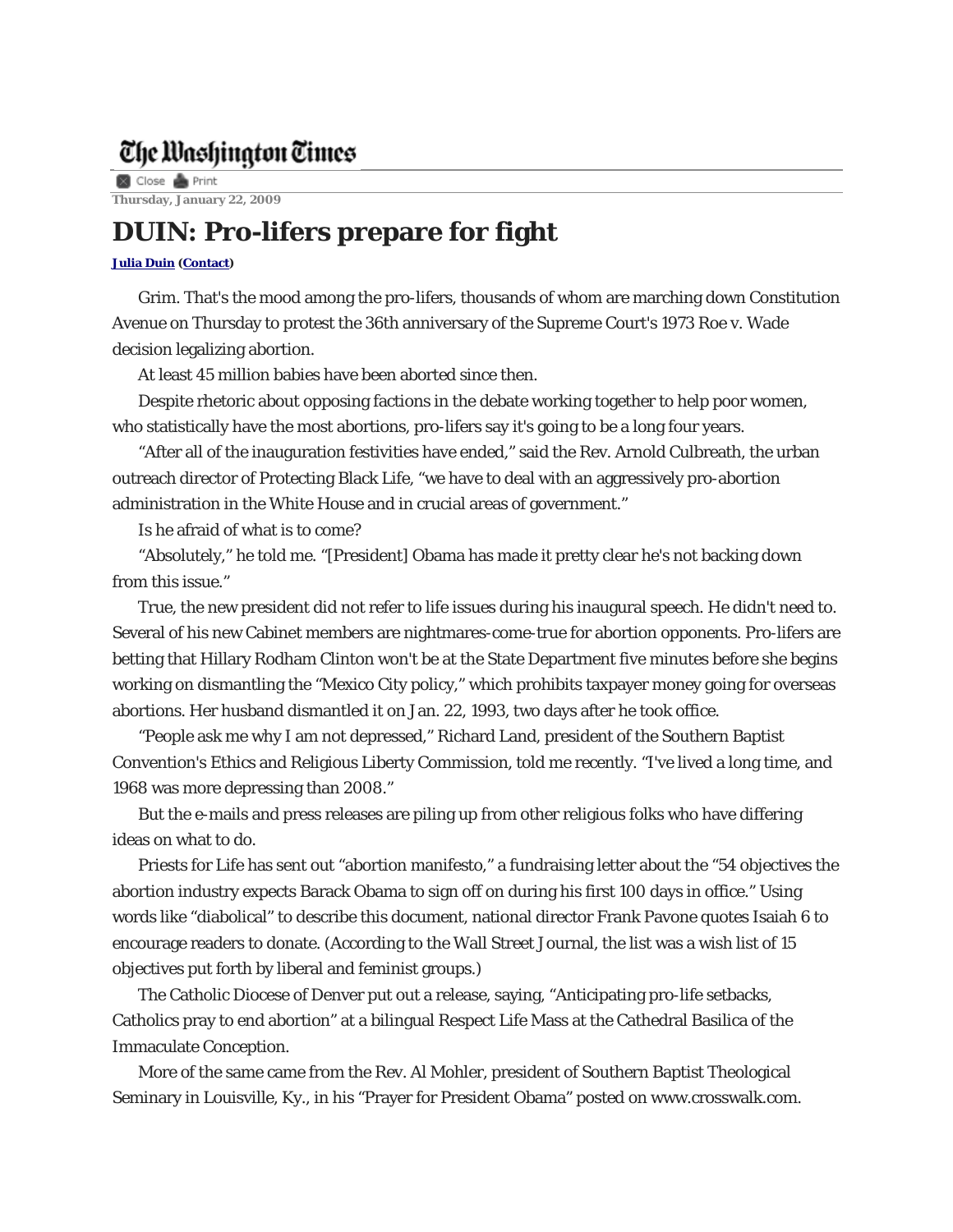The Washington Times

Close Print

**Thursday, January 22, 2009**

# DUIN: Pro-lifers prepare for fight

**Julia Duin (Contact)**

Grim. That's the mood among the pro-lifers, thousands of whom are marching down Constitution Avenue on Thursday to protest the 36th anniversary of the Supreme Court's 1973 Roe v. Wade decision legalizing abortion.

At least 45 million babies have been aborted since then.

Despite rhetoric about opposing factions in the debate working together to help poor women, who statistically have the most abortions, pro-lifers say it's going to be a long four years.

“After all of the inauguration festivities have ended,” said the Rev. Arnold Culbreath, the urban outreach director of Protecting Black Life, “we have to deal with an aggressively pro-abortion administration in the White House and in crucial areas of government.”

Is he afraid of what is to come?

“Absolutely,” he told me. “[President] Obama has made it pretty clear he's not backing down from this issue.”

True, the new president did not refer to life issues during his inaugural speech. He didn't need to. Several of his new Cabinet members are nightmares-come-true for abortion opponents. Pro-lifers are betting that Hillary Rodham Clinton won't be at the State Department five minutes before she begins working on dismantling the “Mexico City policy,” which prohibits taxpayer money going for overseas abortions. Her husband dismantled it on Jan. 22, 1993, two days after he took office.

“People ask me why I am not depressed,” Richard Land, president of the Southern Baptist Convention's Ethics and Religious Liberty Commission, told me recently. “I've lived a long time, and 1968 was more depressing than 2008.”

But the e-mails and press releases are piling up from other religious folks who have differing ideas on what to do.

Priests for Life has sent out “abortion manifesto,” a fundraising letter about the “54 objectives the abortion industry expects Barack Obama to sign off on during his first 100 days in office.” Using words like “diabolical” to describe this document, national director Frank Pavone quotes Isaiah 6 to encourage readers to donate. (According to the Wall Street Journal, the list was a wish list of 15 objectives put forth by liberal and feminist groups.)

The Catholic Diocese of Denver put out a release, saying, “Anticipating pro-life setbacks, Catholics pray to end abortion” at a bilingual Respect Life Mass at the Cathedral Basilica of the Immaculate Conception.

More of the same came from the Rev. Al Mohler, president of Southern Baptist Theological Seminary in Louisville, Ky., in his “Prayer for President Obama” posted on www.crosswalk.com.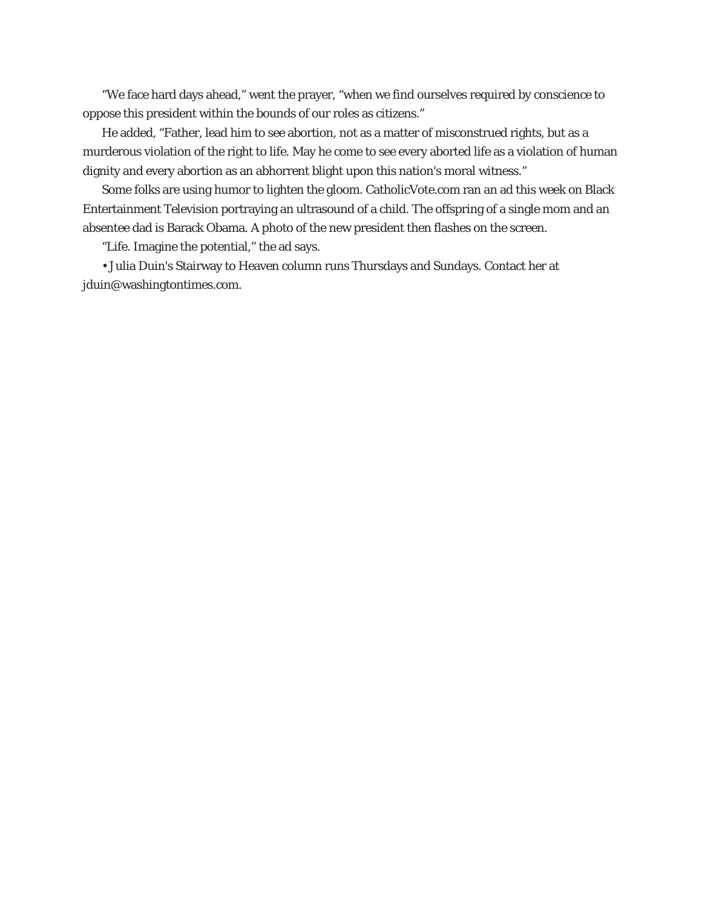"We face hard days ahead," went the prayer, "when we find ourselves required by conscience to oppose this president within the bounds of our roles as citizens."

He added, "Father, lead him to see abortion, not as a matter of misconstrued rights, but as a murderous violation of the right to life. May he come to see every aborted life as a violation of human dignity and every abortion as an abhorrent blight upon this nation's moral witness."

Some folks are using humor to lighten the gloom. CatholicVote.com ran an ad this week on Black Entertainment Television portraying an ultrasound of a child. The offspring of a single mom and an absentee dad is Barack Obama. A photo of the new president then flashes on the screen.

"Life. Imagine the potential," the ad says.

• Julia Duin's Stairway to Heaven column runs Thursdays and Sundays. Contact her at jduin@washingtontimes.com.